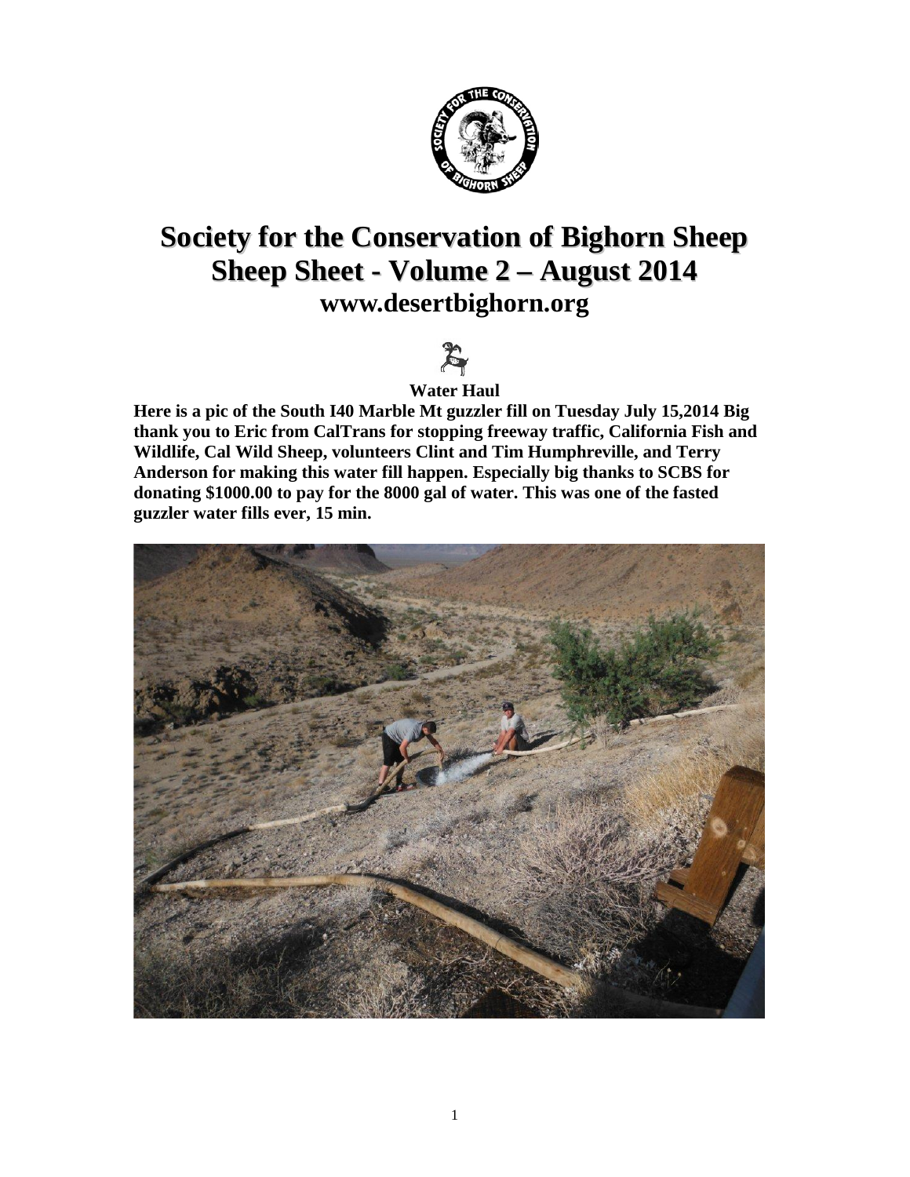# Society for the Conservation of Bighorn Sheep

# Sheep Sheet - Volume 2 – August 2014

## www.desertbighorn.org

### Water Haul

**Here is a pic of the South I40 Marble Mt guzzler fill on Tuesday July 15,2014 Big thank you to Eric from CalTrans for stopping freeway traffic, California Fish and Wildlife, Cal Wild Sheep, volunteers Clint and Tim Humphreville, and Terry Anderson for making this water fill happen. Especially big thanks to SCBS for donating $1000.00 to pay for the 8000 gal of water. This was one of the fasted guzzler water fills ever, 15 min.**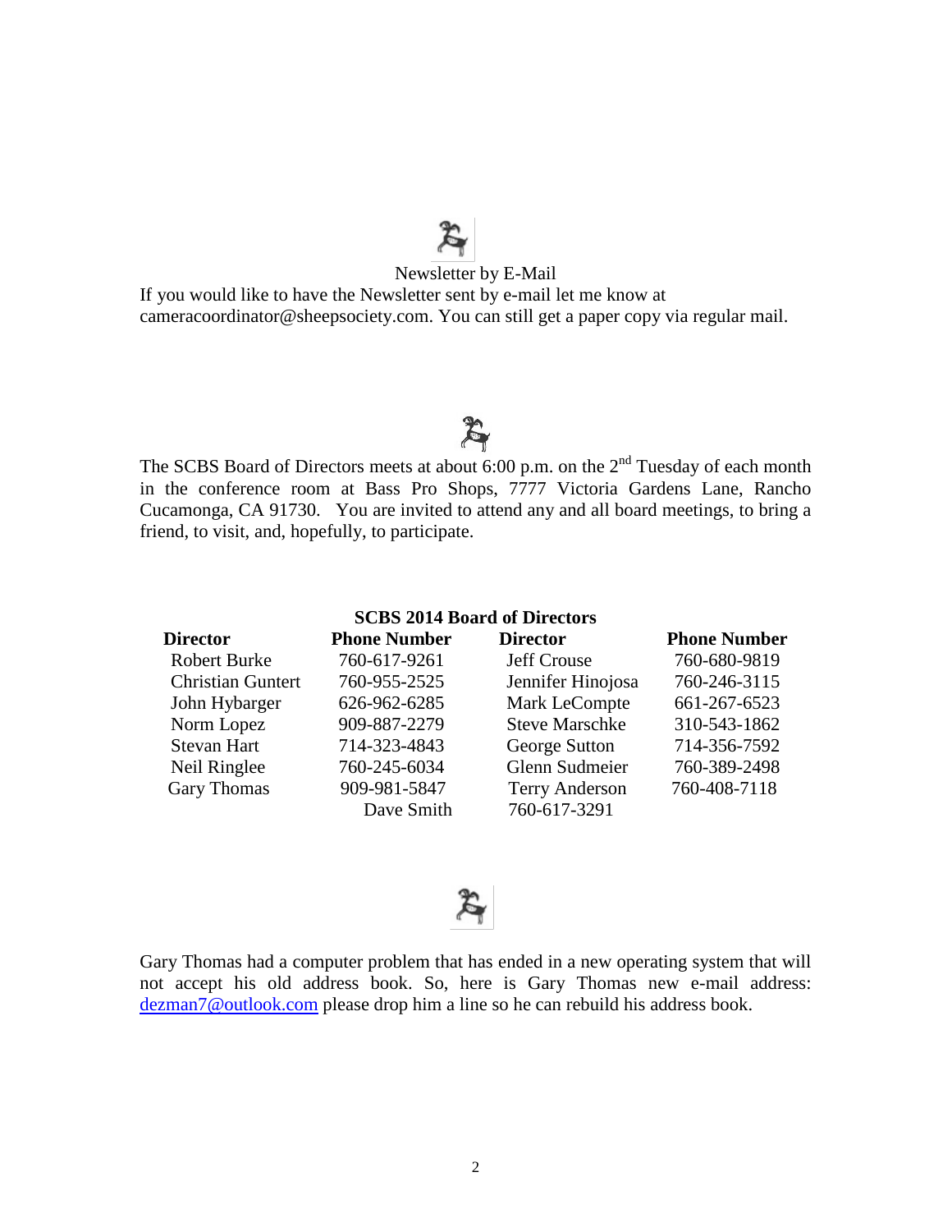Newsletter by E-Mail

If you would like to have the Newsletter sent by e-mail let me know at cameracoordinator@sheepsociety.com. You can still get a paper copy via regular mail.

The SCBS Board of Directors meets at about 6:00 p.m. on the 2nd Tuesday of each month in the conference room at Bass Pro Shops, 7777 Victoria Gardens Lane, Rancho Cucamonga, CA 91730. You are invited to attend any and all board meetings, to bring a friend, to visit, and, hopefully, to participate.

**SCBS 2014 Board of Directors**

| Director | Phone Number | Director | Phone Number |
|---|---|---|---|
| Robert Burke | 760-617-9261 | Jeff Crouse | 760-680-9819 |
| Christian Guntert | 760-955-2525 | Jennifer Hinojosa | 760-246-3115 |
| John Hybarger | 626-962-6285 | Mark LeCompte | 661-267-6523 |
| Norm Lopez | 909-887-2279 | Steve Marschke | 310-543-1862 |
| Stevan Hart | 714-323-4843 | George Sutton | 714-356-7592 |
| Neil Ringlee | 760-245-6034 | Glenn Sudmeier | 760-389-2498 |
| Gary Thomas | 909-981-5847 | Terry Anderson | 760-408-7118 |
| | Dave Smith | 760-617-3291 | |

Gary Thomas had a computer problem that has ended in a new operating system that will not accept his old address book. So, here is Gary Thomas new e-mail address: [dezman7@outlook.com](mailto:dezman7@outlook.com) please drop him a line so he can rebuild his address book.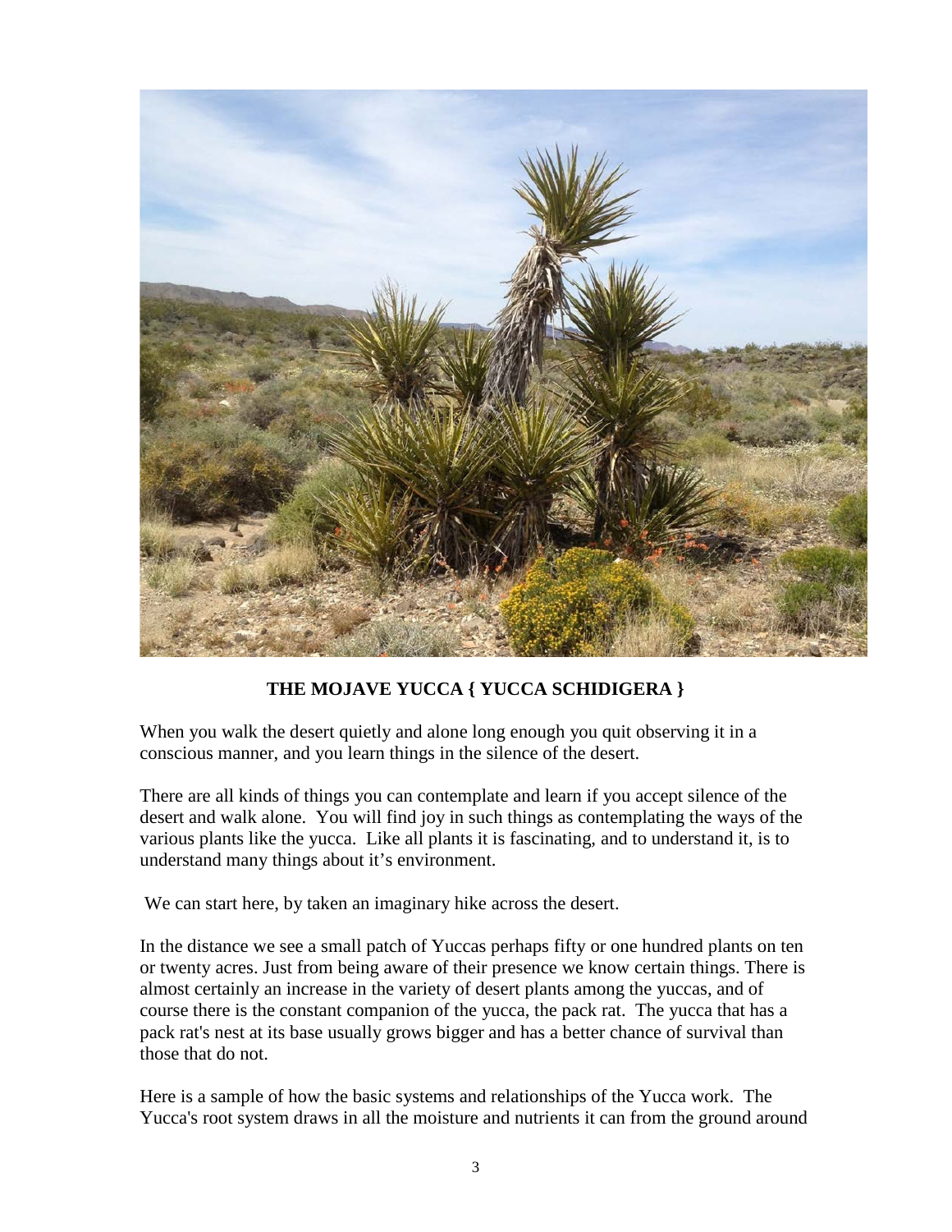**THE MOJAVE YUCCA { YUCCA SCHIDIGERA }**

When you walk the desert quietly and alone long enough you quit observing it in a conscious manner, and you learn things in the silence of the desert.

There are all kinds of things you can contemplate and learn if you accept silence of the desert and walk alone. You will find joy in such things as contemplating the ways of the various plants like the yucca. Like all plants it is fascinating, and to understand it, is to understand many things about it's environment.

We can start here, by taken an imaginary hike across the desert.

In the distance we see a small patch of Yuccas perhaps fifty or one hundred plants on ten or twenty acres. Just from being aware of their presence we know certain things. There is almost certainly an increase in the variety of desert plants among the yuccas, and of course there is the constant companion of the yucca, the pack rat. The yucca that has a pack rat's nest at its base usually grows bigger and has a better chance of survival than those that do not.

Here is a sample of how the basic systems and relationships of the Yucca work. The Yucca's root system draws in all the moisture and nutrients it can from the ground around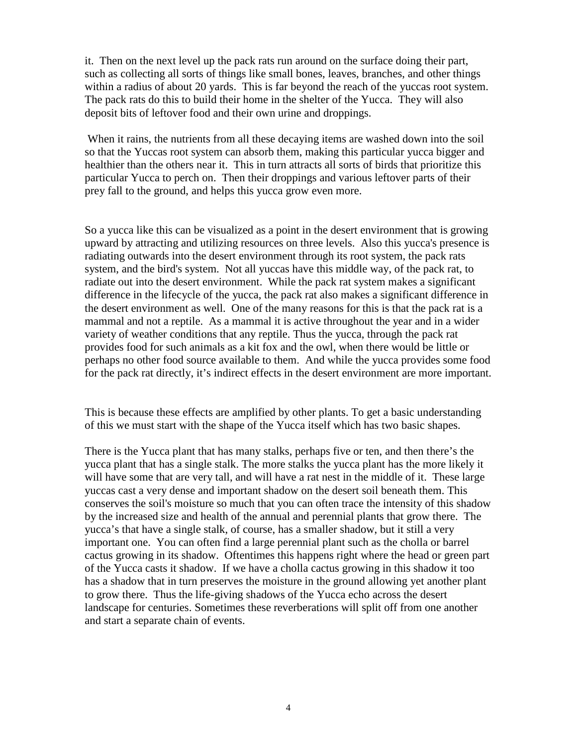it. Then on the next level up the pack rats run around on the surface doing their part, such as collecting all sorts of things like small bones, leaves, branches, and other things within a radius of about 20 yards. This is far beyond the reach of the yuccas root system. The pack rats do this to build their home in the shelter of the Yucca. They will also deposit bits of leftover food and their own urine and droppings.

When it rains, the nutrients from all these decaying items are washed down into the soil so that the Yuccas root system can absorb them, making this particular yucca bigger and healthier than the others near it. This in turn attracts all sorts of birds that prioritize this particular Yucca to perch on. Then their droppings and various leftover parts of their prey fall to the ground, and helps this yucca grow even more.

So a yucca like this can be visualized as a point in the desert environment that is growing upward by attracting and utilizing resources on three levels. Also this yucca's presence is radiating outwards into the desert environment through its root system, the pack rats system, and the bird's system. Not all yuccas have this middle way, of the pack rat, to radiate out into the desert environment. While the pack rat system makes a significant difference in the lifecycle of the yucca, the pack rat also makes a significant difference in the desert environment as well. One of the many reasons for this is that the pack rat is a mammal and not a reptile. As a mammal it is active throughout the year and in a wider variety of weather conditions that any reptile. Thus the yucca, through the pack rat provides food for such animals as a kit fox and the owl, when there would be little or perhaps no other food source available to them. And while the yucca provides some food for the pack rat directly, it's indirect effects in the desert environment are more important.

This is because these effects are amplified by other plants. To get a basic understanding of this we must start with the shape of the Yucca itself which has two basic shapes.

There is the Yucca plant that has many stalks, perhaps five or ten, and then there's the yucca plant that has a single stalk. The more stalks the yucca plant has the more likely it will have some that are very tall, and will have a rat nest in the middle of it. These large yuccas cast a very dense and important shadow on the desert soil beneath them. This conserves the soil's moisture so much that you can often trace the intensity of this shadow by the increased size and health of the annual and perennial plants that grow there. The yucca's that have a single stalk, of course, has a smaller shadow, but it still a very important one. You can often find a large perennial plant such as the cholla or barrel cactus growing in its shadow. Oftentimes this happens right where the head or green part of the Yucca casts it shadow. If we have a cholla cactus growing in this shadow it too has a shadow that in turn preserves the moisture in the ground allowing yet another plant to grow there. Thus the life-giving shadows of the Yucca echo across the desert landscape for centuries. Sometimes these reverberations will split off from one another and start a separate chain of events.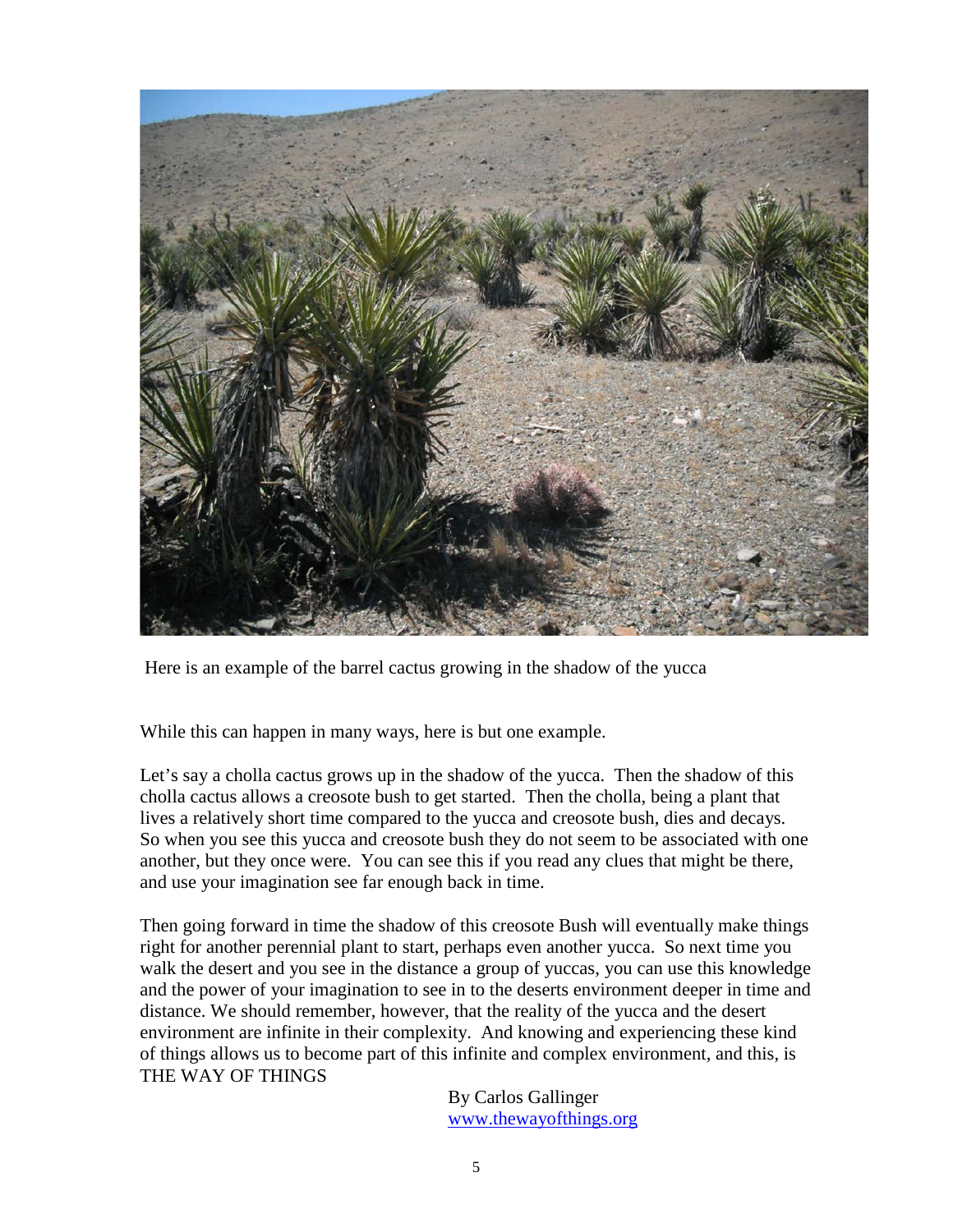Here is an example of the barrel cactus growing in the shadow of the yucca

While this can happen in many ways, here is but one example.

Let's say a cholla cactus grows up in the shadow of the yucca. Then the shadow of this cholla cactus allows a creosote bush to get started. Then the cholla, being a plant that lives a relatively short time compared to the yucca and creosote bush, dies and decays. So when you see this yucca and creosote bush they do not seem to be associated with one another, but they once were. You can see this if you read any clues that might be there, and use your imagination see far enough back in time.

Then going forward in time the shadow of this creosote Bush will eventually make things right for another perennial plant to start, perhaps even another yucca. So next time you walk the desert and you see in the distance a group of yuccas, you can use this knowledge and the power of your imagination to see in to the deserts environment deeper in time and distance. We should remember, however, that the reality of the yucca and the desert environment are infinite in their complexity. And knowing and experiencing these kind of things allows us to become part of this infinite and complex environment, and this, is THE WAY OF THINGS

By Carlos Gallinger
www.thewayofthings.org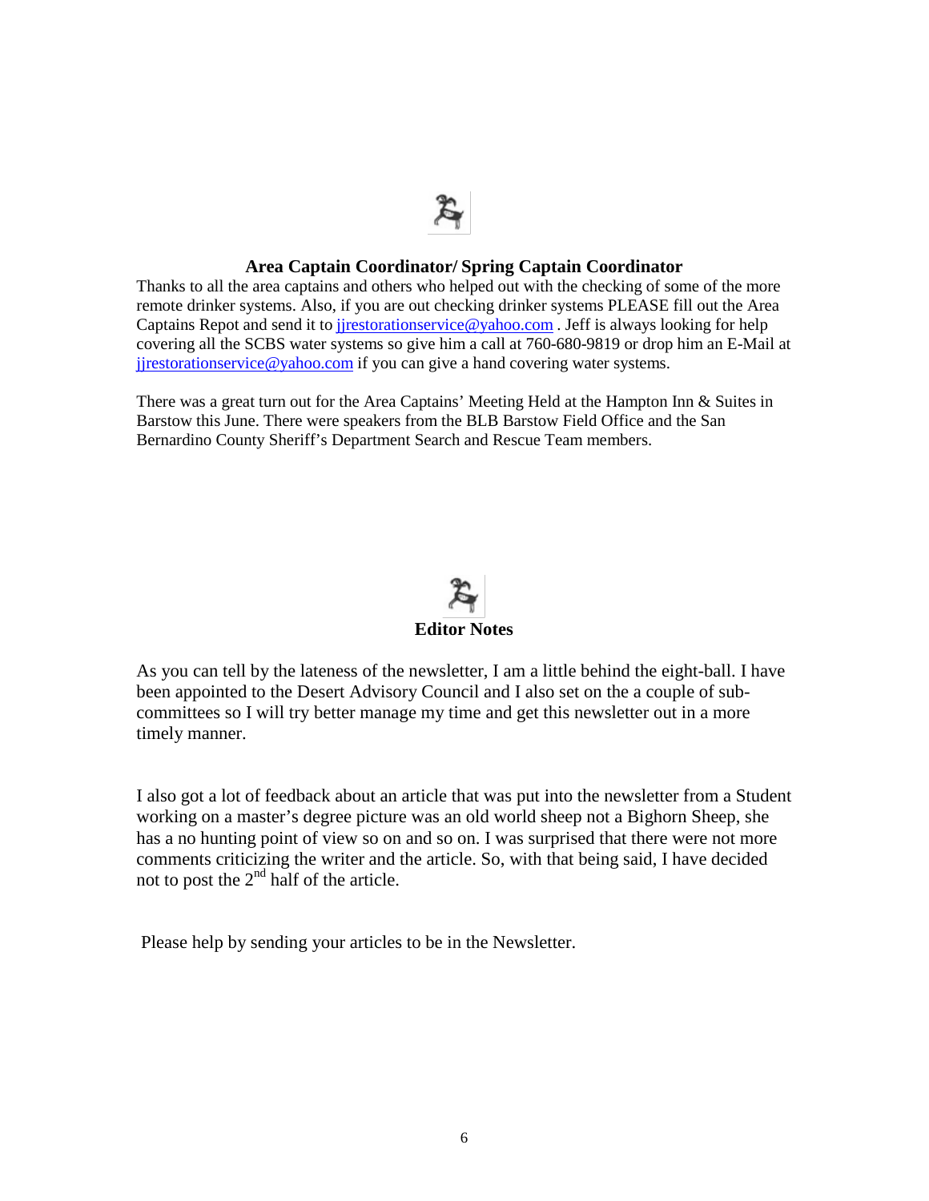## Area Captain Coordinator/ Spring Captain Coordinator

Thanks to all the area captains and others who helped out with the checking of some of the more remote drinker systems. Also, if you are out checking drinker systems PLEASE fill out the Area Captains Repot and send it to jjrestorationservice@yahoo.com . Jeff is always looking for help covering all the SCBS water systems so give him a call at 760-680-9819 or drop him an E-Mail at jjrestorationservice@yahoo.com if you can give a hand covering water systems.

There was a great turn out for the Area Captains' Meeting Held at the Hampton Inn & Suites in Barstow this June. There were speakers from the BLB Barstow Field Office and the San Bernardino County Sheriff's Department Search and Rescue Team members.

## Editor Notes

As you can tell by the lateness of the newsletter, I am a little behind the eight-ball. I have been appointed to the Desert Advisory Council and I also set on the a couple of sub-committees so I will try better manage my time and get this newsletter out in a more timely manner.

I also got a lot of feedback about an article that was put into the newsletter from a Student working on a master's degree picture was an old world sheep not a Bighorn Sheep, she has a no hunting point of view so on and so on. I was surprised that there were not more comments criticizing the writer and the article. So, with that being said, I have decided not to post the 2nd half of the article.

Please help by sending your articles to be in the Newsletter.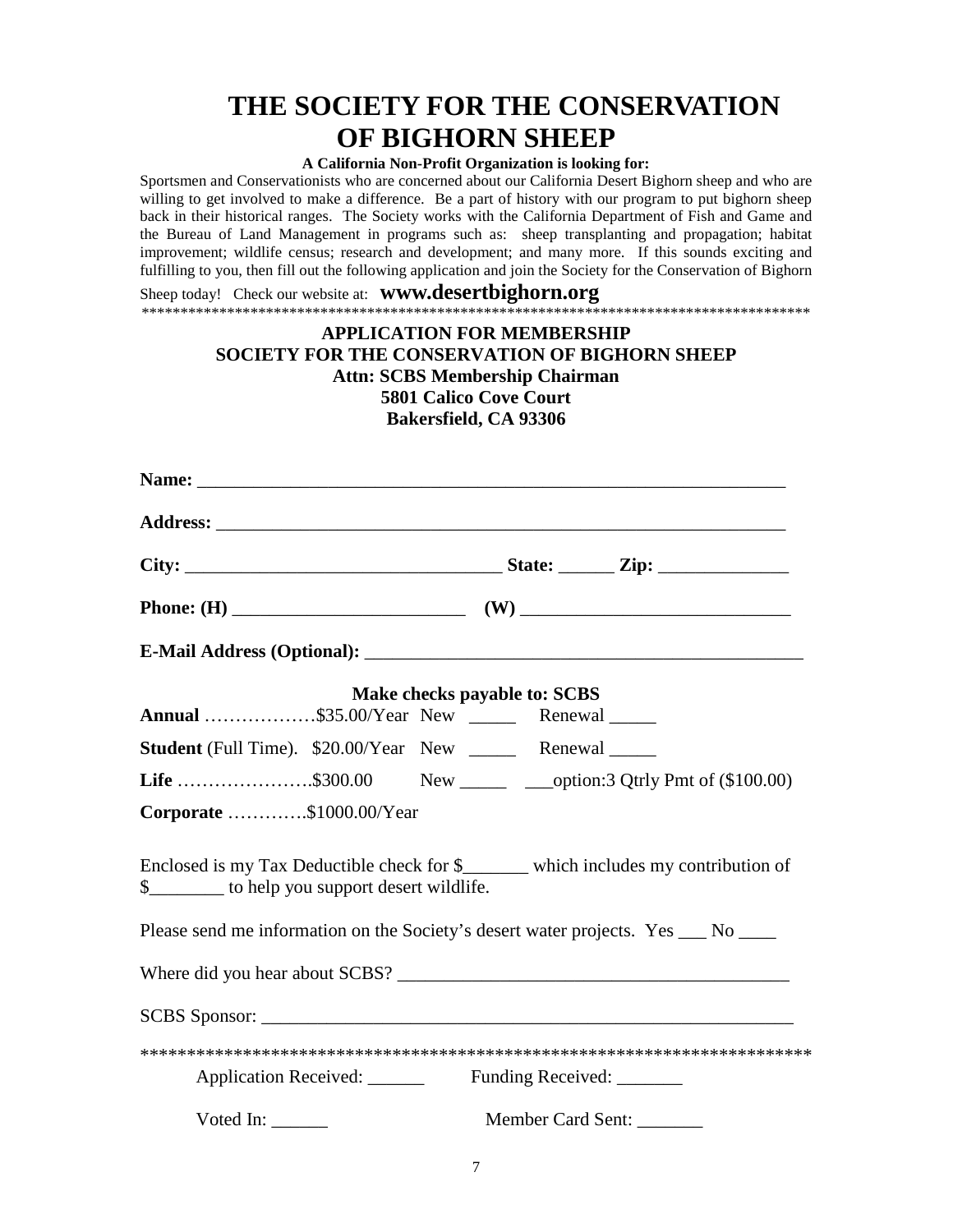# THE SOCIETY FOR THE CONSERVATION OF BIGHORN SHEEP

**A California Non-Profit Organization is looking for:**

Sportsmen and Conservationists who are concerned about our California Desert Bighorn sheep and who are willing to get involved to make a difference. Be a part of history with our program to put bighorn sheep back in their historical ranges. The Society works with the California Department of Fish and Game and the Bureau of Land Management in programs such as: sheep transplanting and propagation; habitat improvement; wildlife census; research and development; and many more. If this sounds exciting and fulfilling to you, then fill out the following application and join the Society for the Conservation of Bighorn Sheep today! Check our website at: **www.desertbighorn.org**

*************************************************************************************

**APPLICATION FOR MEMBERSHIP**
**SOCIETY FOR THE CONSERVATION OF BIGHORN SHEEP**
**Attn: SCBS Membership Chairman**
**5801 Calico Cove Court**
**Bakersfield, CA 93306**

**Name:** ________________________________________________________________

**Address:** ______________________________________________________________

**City:** _________________________________ **State:** ______ **Zip:** ______________

**Phone: (H)** _________________________ **(W)** _____________________________

**E-Mail Address (Optional):** ________________________________________________

**Make checks payable to: SCBS**

**Annual** ………………$35.00/Year New _____ Renewal _____

**Student** (Full Time). $20.00/Year New _____ Renewal _____

**Life** ………………….$300.00 New _____ ___option:3 Qtrly Pmt of ($100.00)

**Corporate** ………….$1000.00/Year

Enclosed is my Tax Deductible check for $_______ which includes my contribution of $________ to help you support desert wildlife.

Please send me information on the Society's desert water projects. Yes ___ No ____

Where did you hear about SCBS? __________________________________________

SCBS Sponsor: _________________________________________________________

*************************************************************************

Application Received: ______ Funding Received: _______

Voted In: ______ Member Card Sent: _______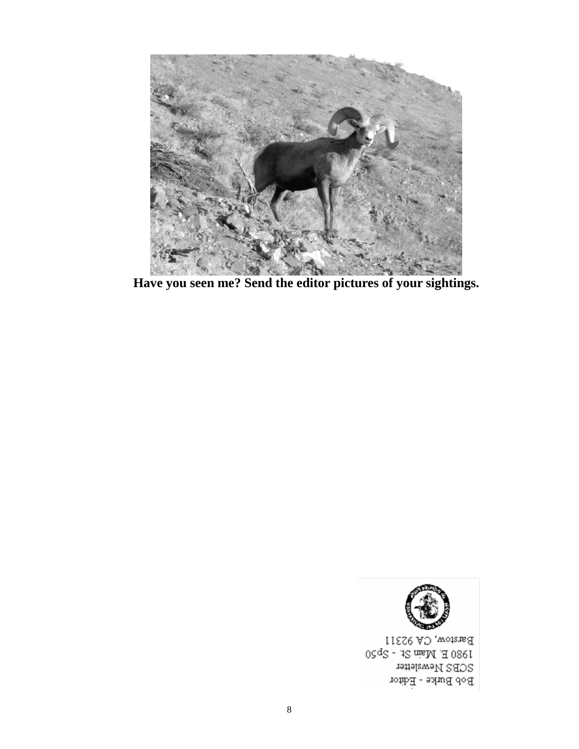**Have you seen me? Send the editor pictures of your sightings.**

Bob Burke - Editor
SCBS Newsletter
1980 E. Main St. - Sp50
Barstow, CA 92311